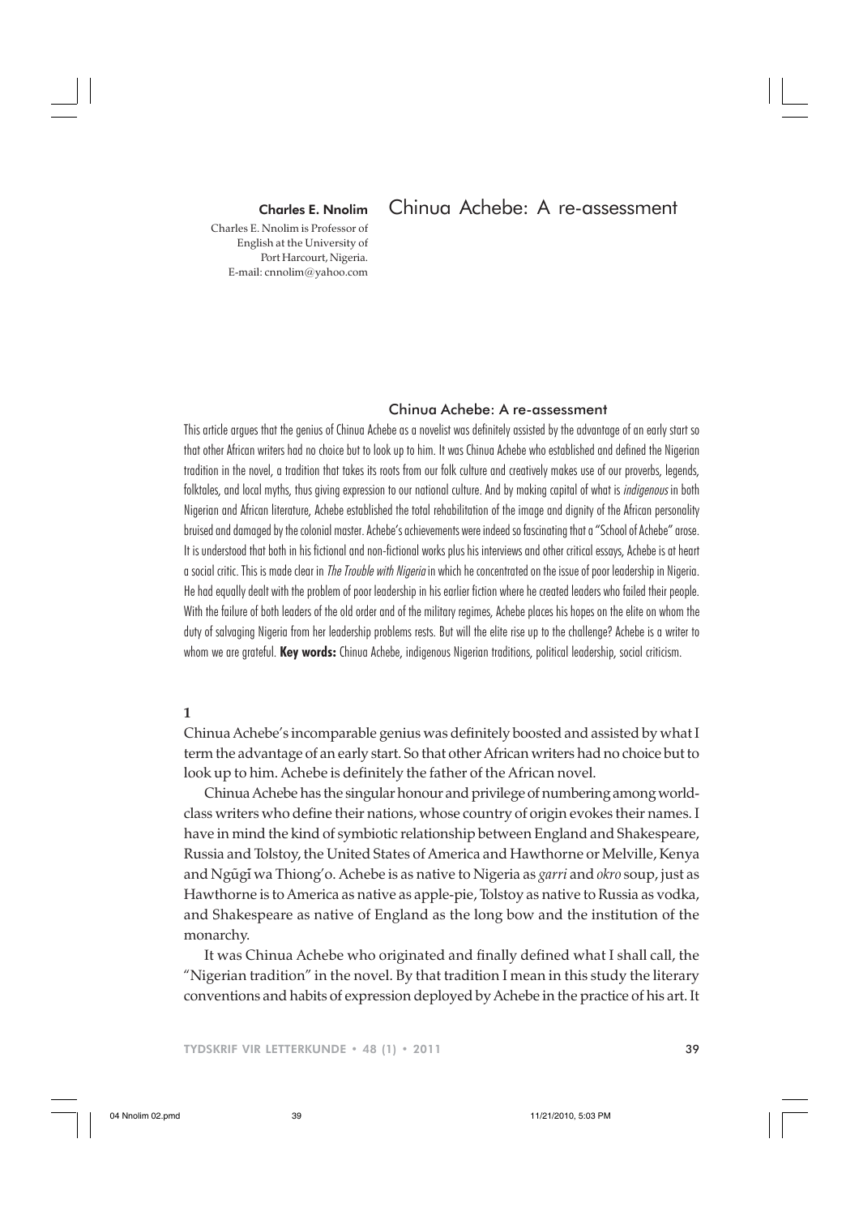# Chinua Achebe: A re-assessment

**Charles E. Nnolim**

Charles E. Nnolim is Professor of English at the University of Port Harcourt, Nigeria.
E-mail: cnnolim@yahoo.com

## Chinua Achebe: A re-assessment

This article argues that the genius of Chinua Achebe as a novelist was definitely assisted by the advantage of an early start so that other African writers had no choice but to look up to him. It was Chinua Achebe who established and defined the Nigerian tradition in the novel, a tradition that takes its roots from our folk culture and creatively makes use of our proverbs, legends, folktales, and local myths, thus giving expression to our national culture. And by making capital of what is *indigenous* in both Nigerian and African literature, Achebe established the total rehabilitation of the image and dignity of the African personality bruised and damaged by the colonial master. Achebe's achievements were indeed so fascinating that a "School of Achebe" arose. It is understood that both in his fictional and non-fictional works plus his interviews and other critical essays, Achebe is at heart a social critic. This is made clear in *The Trouble with Nigeria* in which he concentrated on the issue of poor leadership in Nigeria. He had equally dealt with the problem of poor leadership in his earlier fiction where he created leaders who failed their people. With the failure of both leaders of the old order and of the military regimes, Achebe places his hopes on the elite on whom the duty of salvaging Nigeria from her leadership problems rests. But will the elite rise up to the challenge? Achebe is a writer to whom we are grateful. **Key words:** Chinua Achebe, indigenous Nigerian traditions, political leadership, social criticism.

**1**

Chinua Achebe's incomparable genius was definitely boosted and assisted by what I term the advantage of an early start. So that other African writers had no choice but to look up to him. Achebe is definitely the father of the African novel.

Chinua Achebe has the singular honour and privilege of numbering among world-class writers who define their nations, whose country of origin evokes their names. I have in mind the kind of symbiotic relationship between England and Shakespeare, Russia and Tolstoy, the United States of America and Hawthorne or Melville, Kenya and Ngũgĩ wa Thiong'o. Achebe is as native to Nigeria as *garri* and *okro* soup, just as Hawthorne is to America as native as apple-pie, Tolstoy as native to Russia as vodka, and Shakespeare as native of England as the long bow and the institution of the monarchy.

It was Chinua Achebe who originated and finally defined what I shall call, the "Nigerian tradition" in the novel. By that tradition I mean in this study the literary conventions and habits of expression deployed by Achebe in the practice of his art. It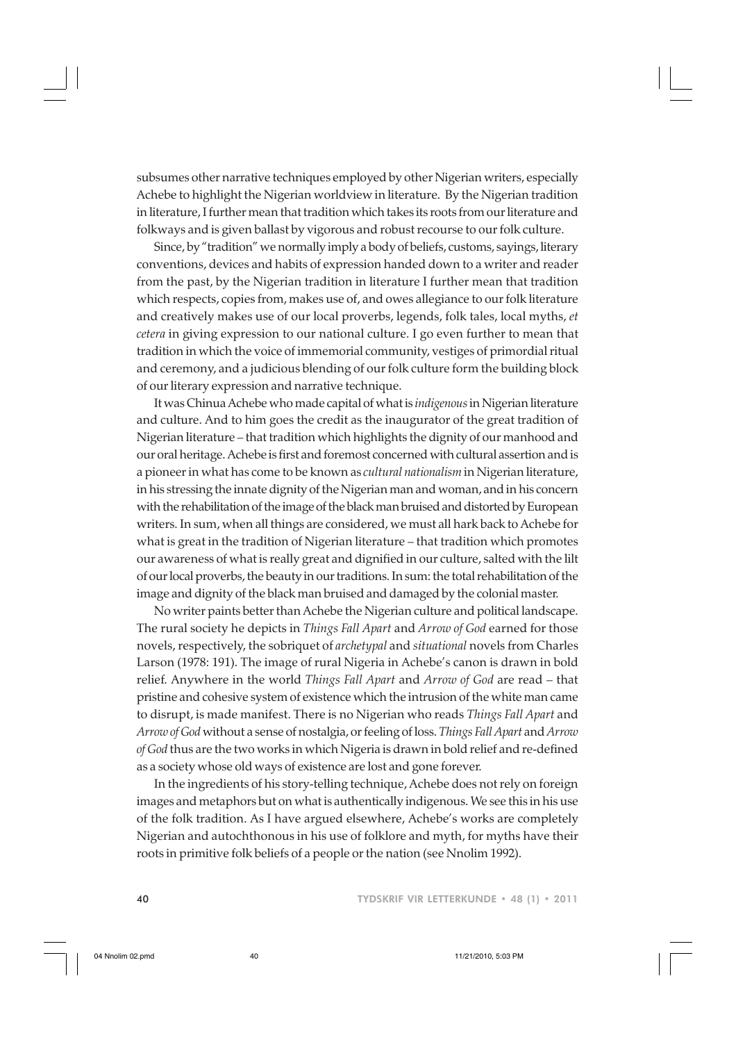subsumes other narrative techniques employed by other Nigerian writers, especially Achebe to highlight the Nigerian worldview in literature. By the Nigerian tradition in literature, I further mean that tradition which takes its roots from our literature and folkways and is given ballast by vigorous and robust recourse to our folk culture.

Since, by "tradition" we normally imply a body of beliefs, customs, sayings, literary conventions, devices and habits of expression handed down to a writer and reader from the past, by the Nigerian tradition in literature I further mean that tradition which respects, copies from, makes use of, and owes allegiance to our folk literature and creatively makes use of our local proverbs, legends, folk tales, local myths, *et cetera* in giving expression to our national culture. I go even further to mean that tradition in which the voice of immemorial community, vestiges of primordial ritual and ceremony, and a judicious blending of our folk culture form the building block of our literary expression and narrative technique.

It was Chinua Achebe who made capital of what is *indigenous* in Nigerian literature and culture. And to him goes the credit as the inaugurator of the great tradition of Nigerian literature – that tradition which highlights the dignity of our manhood and our oral heritage. Achebe is first and foremost concerned with cultural assertion and is a pioneer in what has come to be known as *cultural nationalism* in Nigerian literature, in his stressing the innate dignity of the Nigerian man and woman, and in his concern with the rehabilitation of the image of the black man bruised and distorted by European writers. In sum, when all things are considered, we must all hark back to Achebe for what is great in the tradition of Nigerian literature – that tradition which promotes our awareness of what is really great and dignified in our culture, salted with the lilt of our local proverbs, the beauty in our traditions. In sum: the total rehabilitation of the image and dignity of the black man bruised and damaged by the colonial master.

No writer paints better than Achebe the Nigerian culture and political landscape. The rural society he depicts in *Things Fall Apart* and *Arrow of God* earned for those novels, respectively, the sobriquet of *archetypal* and *situational* novels from Charles Larson (1978: 191). The image of rural Nigeria in Achebe's canon is drawn in bold relief. Anywhere in the world *Things Fall Apart* and *Arrow of God* are read – that pristine and cohesive system of existence which the intrusion of the white man came to disrupt, is made manifest. There is no Nigerian who reads *Things Fall Apart* and *Arrow of God* without a sense of nostalgia, or feeling of loss. *Things Fall Apart* and *Arrow of God* thus are the two works in which Nigeria is drawn in bold relief and re-defined as a society whose old ways of existence are lost and gone forever.

In the ingredients of his story-telling technique, Achebe does not rely on foreign images and metaphors but on what is authentically indigenous. We see this in his use of the folk tradition. As I have argued elsewhere, Achebe's works are completely Nigerian and autochthonous in his use of folklore and myth, for myths have their roots in primitive folk beliefs of a people or the nation (see Nnolim 1992).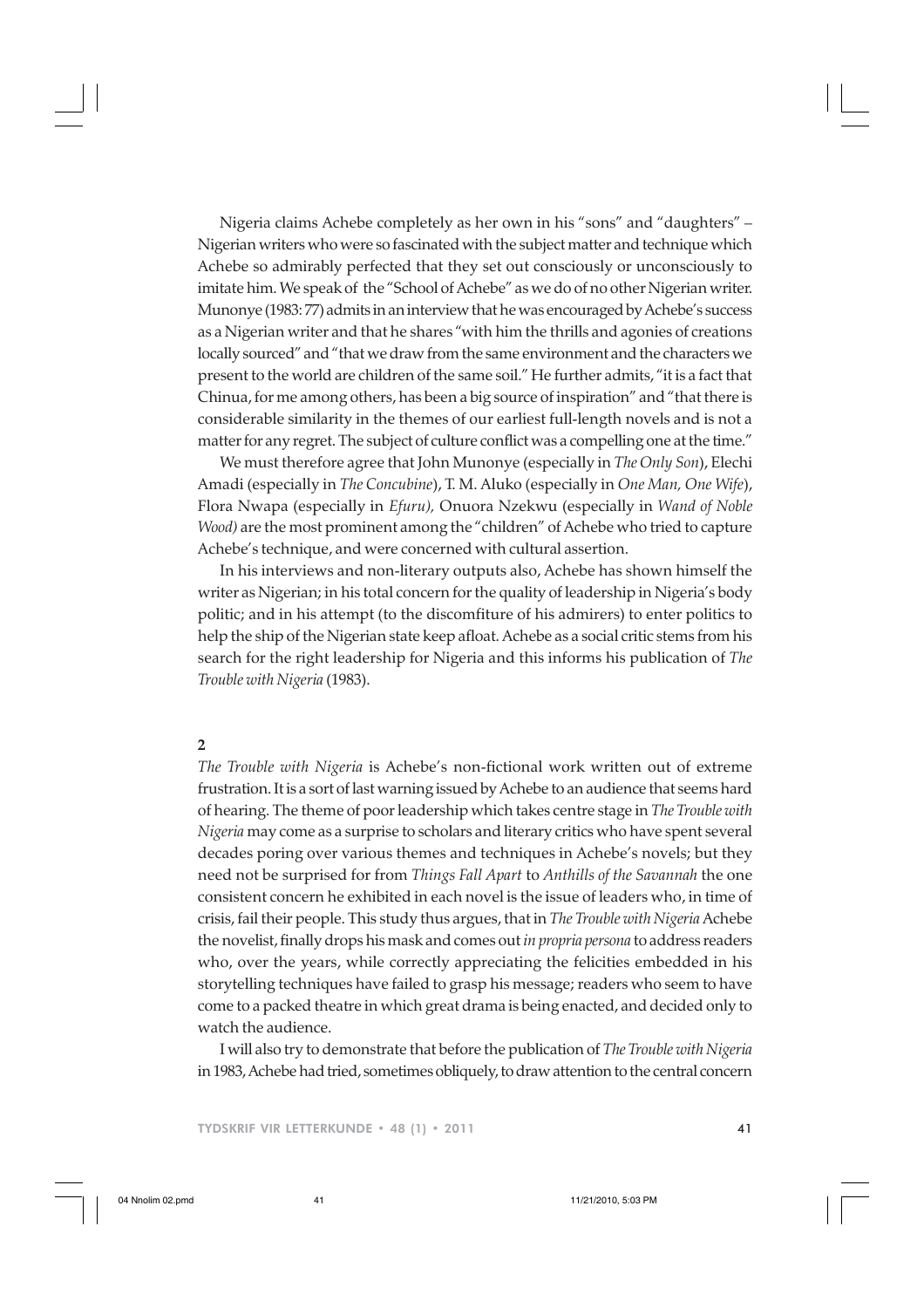Nigeria claims Achebe completely as her own in his "sons" and "daughters" – Nigerian writers who were so fascinated with the subject matter and technique which Achebe so admirably perfected that they set out consciously or unconsciously to imitate him. We speak of the "School of Achebe" as we do of no other Nigerian writer. Munonye (1983: 77) admits in an interview that he was encouraged by Achebe's success as a Nigerian writer and that he shares "with him the thrills and agonies of creations locally sourced" and "that we draw from the same environment and the characters we present to the world are children of the same soil." He further admits, "it is a fact that Chinua, for me among others, has been a big source of inspiration" and "that there is considerable similarity in the themes of our earliest full-length novels and is not a matter for any regret. The subject of culture conflict was a compelling one at the time."

We must therefore agree that John Munonye (especially in *The Only Son*), Elechi Amadi (especially in *The Concubine*), T. M. Aluko (especially in *One Man, One Wife*), Flora Nwapa (especially in *Efuru),* Onuora Nzekwu (especially in *Wand of Noble Wood)* are the most prominent among the "children" of Achebe who tried to capture Achebe's technique, and were concerned with cultural assertion.

In his interviews and non-literary outputs also, Achebe has shown himself the writer as Nigerian; in his total concern for the quality of leadership in Nigeria's body politic; and in his attempt (to the discomfiture of his admirers) to enter politics to help the ship of the Nigerian state keep afloat. Achebe as a social critic stems from his search for the right leadership for Nigeria and this informs his publication of *The Trouble with Nigeria* (1983).

**2**

*The Trouble with Nigeria* is Achebe's non-fictional work written out of extreme frustration. It is a sort of last warning issued by Achebe to an audience that seems hard of hearing. The theme of poor leadership which takes centre stage in *The Trouble with Nigeria* may come as a surprise to scholars and literary critics who have spent several decades poring over various themes and techniques in Achebe's novels; but they need not be surprised for from *Things Fall Apart* to *Anthills of the Savannah* the one consistent concern he exhibited in each novel is the issue of leaders who, in time of crisis, fail their people. This study thus argues, that in *The Trouble with Nigeria* Achebe the novelist, finally drops his mask and comes out *in propria persona* to address readers who, over the years, while correctly appreciating the felicities embedded in his storytelling techniques have failed to grasp his message; readers who seem to have come to a packed theatre in which great drama is being enacted, and decided only to watch the audience.

I will also try to demonstrate that before the publication of *The Trouble with Nigeria* in 1983, Achebe had tried, sometimes obliquely, to draw attention to the central concern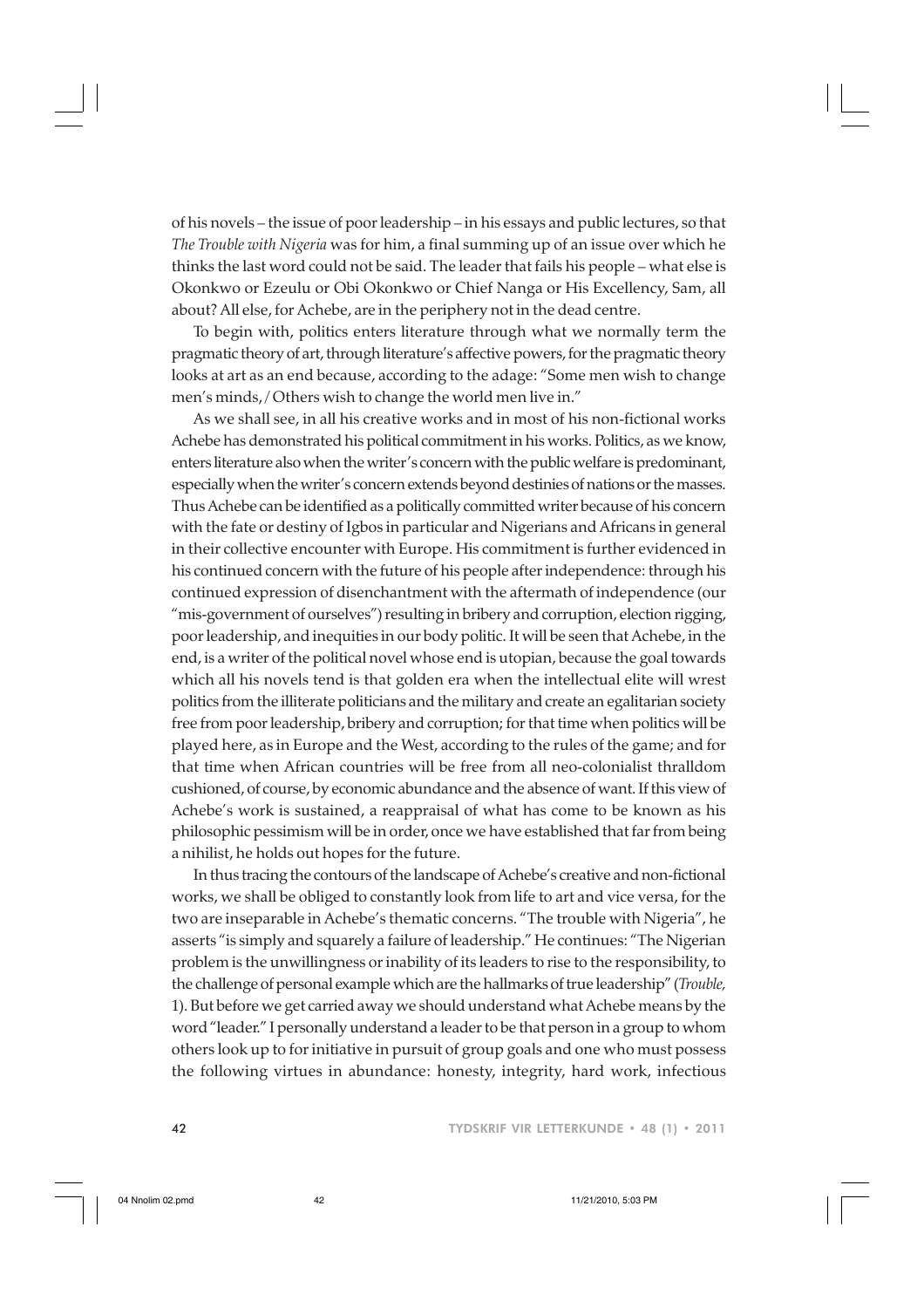of his novels – the issue of poor leadership – in his essays and public lectures, so that *The Trouble with Nigeria* was for him, a final summing up of an issue over which he thinks the last word could not be said. The leader that fails his people – what else is Okonkwo or Ezeulu or Obi Okonkwo or Chief Nanga or His Excellency, Sam, all about? All else, for Achebe, are in the periphery not in the dead centre.

To begin with, politics enters literature through what we normally term the pragmatic theory of art, through literature's affective powers, for the pragmatic theory looks at art as an end because, according to the adage: "Some men wish to change men's minds, / Others wish to change the world men live in."

As we shall see, in all his creative works and in most of his non-fictional works Achebe has demonstrated his political commitment in his works. Politics, as we know, enters literature also when the writer's concern with the public welfare is predominant, especially when the writer's concern extends beyond destinies of nations or the masses. Thus Achebe can be identified as a politically committed writer because of his concern with the fate or destiny of Igbos in particular and Nigerians and Africans in general in their collective encounter with Europe. His commitment is further evidenced in his continued concern with the future of his people after independence: through his continued expression of disenchantment with the aftermath of independence (our "mis-government of ourselves") resulting in bribery and corruption, election rigging, poor leadership, and inequities in our body politic. It will be seen that Achebe, in the end, is a writer of the political novel whose end is utopian, because the goal towards which all his novels tend is that golden era when the intellectual elite will wrest politics from the illiterate politicians and the military and create an egalitarian society free from poor leadership, bribery and corruption; for that time when politics will be played here, as in Europe and the West, according to the rules of the game; and for that time when African countries will be free from all neo-colonialist thralldom cushioned, of course, by economic abundance and the absence of want. If this view of Achebe's work is sustained, a reappraisal of what has come to be known as his philosophic pessimism will be in order, once we have established that far from being a nihilist, he holds out hopes for the future.

In thus tracing the contours of the landscape of Achebe's creative and non-fictional works, we shall be obliged to constantly look from life to art and vice versa, for the two are inseparable in Achebe's thematic concerns. "The trouble with Nigeria", he asserts "is simply and squarely a failure of leadership." He continues: "The Nigerian problem is the unwillingness or inability of its leaders to rise to the responsibility, to the challenge of personal example which are the hallmarks of true leadership" (*Trouble,* 1). But before we get carried away we should understand what Achebe means by the word "leader." I personally understand a leader to be that person in a group to whom others look up to for initiative in pursuit of group goals and one who must possess the following virtues in abundance: honesty, integrity, hard work, infectious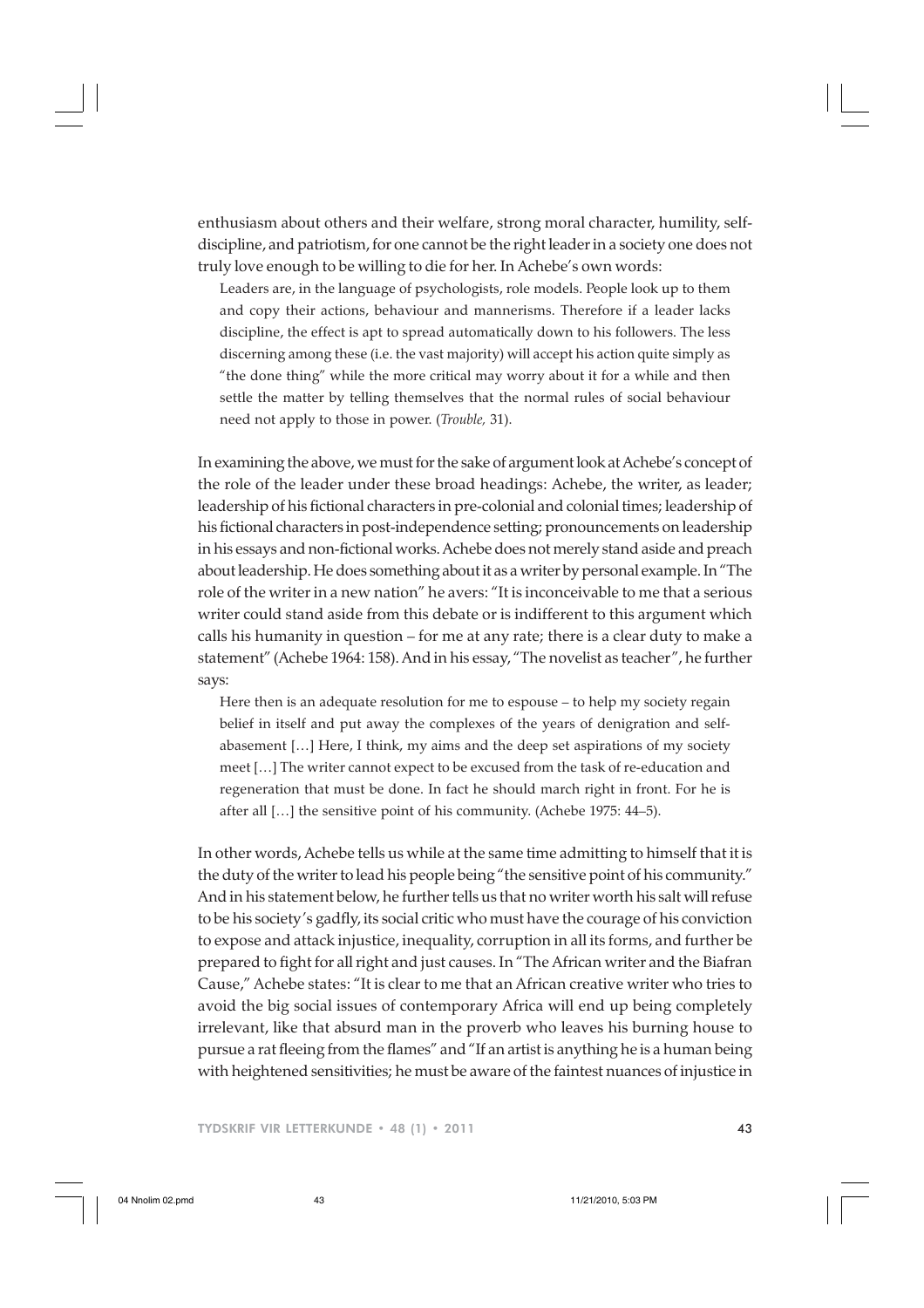enthusiasm about others and their welfare, strong moral character, humility, self-discipline, and patriotism, for one cannot be the right leader in a society one does not truly love enough to be willing to die for her. In Achebe's own words:

> Leaders are, in the language of psychologists, role models. People look up to them and copy their actions, behaviour and mannerisms. Therefore if a leader lacks discipline, the effect is apt to spread automatically down to his followers. The less discerning among these (i.e. the vast majority) will accept his action quite simply as "the done thing" while the more critical may worry about it for a while and then settle the matter by telling themselves that the normal rules of social behaviour need not apply to those in power. (*Trouble,* 31).

In examining the above, we must for the sake of argument look at Achebe's concept of the role of the leader under these broad headings: Achebe, the writer, as leader; leadership of his fictional characters in pre-colonial and colonial times; leadership of his fictional characters in post-independence setting; pronouncements on leadership in his essays and non-fictional works. Achebe does not merely stand aside and preach about leadership. He does something about it as a writer by personal example. In "The role of the writer in a new nation" he avers: "It is inconceivable to me that a serious writer could stand aside from this debate or is indifferent to this argument which calls his humanity in question – for me at any rate; there is a clear duty to make a statement" (Achebe 1964: 158). And in his essay, "The novelist as teacher", he further says:

> Here then is an adequate resolution for me to espouse – to help my society regain belief in itself and put away the complexes of the years of denigration and self-abasement […] Here, I think, my aims and the deep set aspirations of my society meet […] The writer cannot expect to be excused from the task of re-education and regeneration that must be done. In fact he should march right in front. For he is after all […] the sensitive point of his community. (Achebe 1975: 44–5).

In other words, Achebe tells us while at the same time admitting to himself that it is the duty of the writer to lead his people being "the sensitive point of his community." And in his statement below, he further tells us that no writer worth his salt will refuse to be his society's gadfly, its social critic who must have the courage of his conviction to expose and attack injustice, inequality, corruption in all its forms, and further be prepared to fight for all right and just causes. In "The African writer and the Biafran Cause," Achebe states: "It is clear to me that an African creative writer who tries to avoid the big social issues of contemporary Africa will end up being completely irrelevant, like that absurd man in the proverb who leaves his burning house to pursue a rat fleeing from the flames" and "If an artist is anything he is a human being with heightened sensitivities; he must be aware of the faintest nuances of injustice in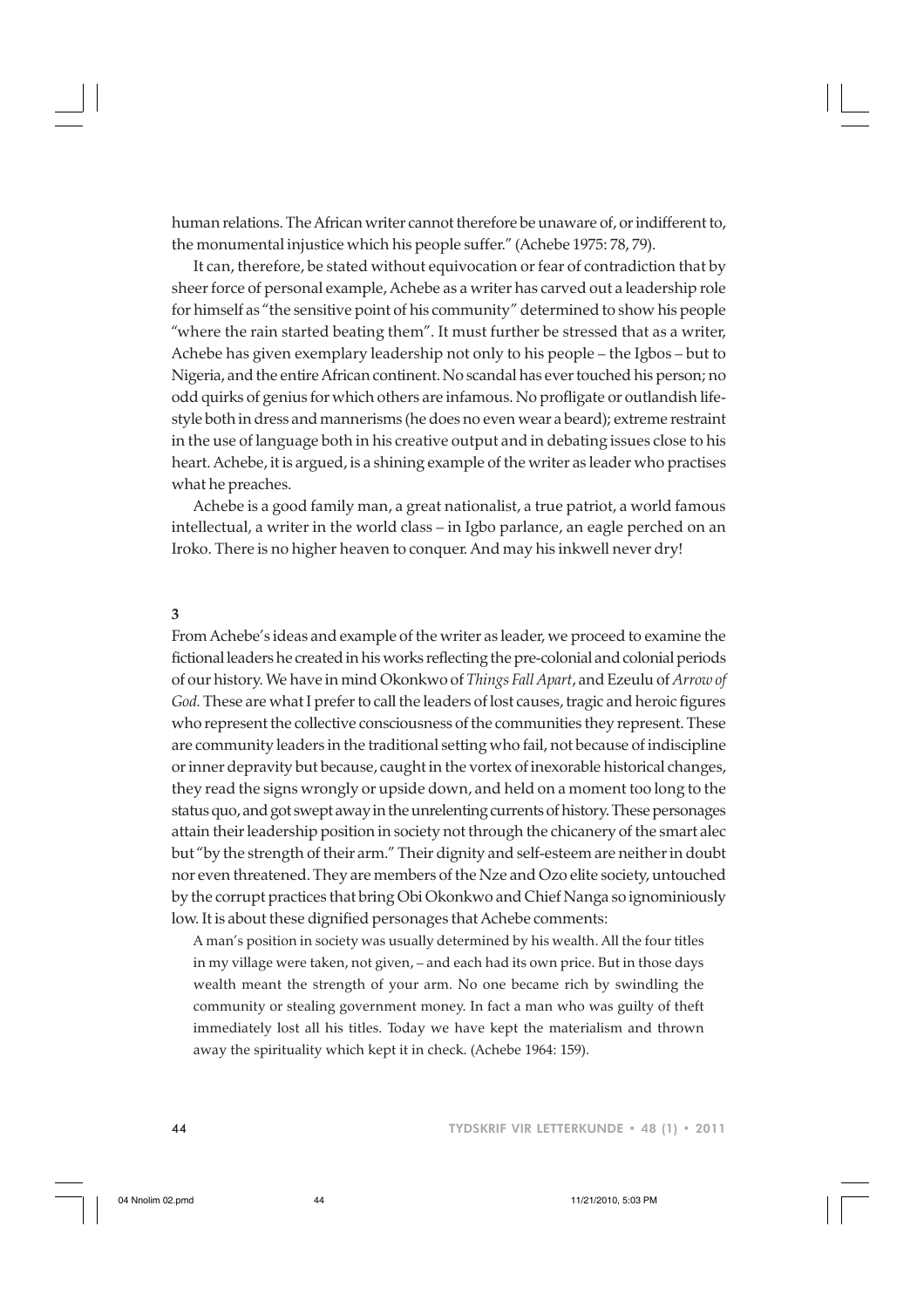human relations. The African writer cannot therefore be unaware of, or indifferent to, the monumental injustice which his people suffer." (Achebe 1975: 78, 79).

It can, therefore, be stated without equivocation or fear of contradiction that by sheer force of personal example, Achebe as a writer has carved out a leadership role for himself as "the sensitive point of his community" determined to show his people "where the rain started beating them". It must further be stressed that as a writer, Achebe has given exemplary leadership not only to his people – the Igbos – but to Nigeria, and the entire African continent. No scandal has ever touched his person; no odd quirks of genius for which others are infamous. No profligate or outlandish life-style both in dress and mannerisms (he does no even wear a beard); extreme restraint in the use of language both in his creative output and in debating issues close to his heart. Achebe, it is argued, is a shining example of the writer as leader who practises what he preaches.

Achebe is a good family man, a great nationalist, a true patriot, a world famous intellectual, a writer in the world class – in Igbo parlance, an eagle perched on an Iroko. There is no higher heaven to conquer. And may his inkwell never dry!

**3**

From Achebe's ideas and example of the writer as leader, we proceed to examine the fictional leaders he created in his works reflecting the pre-colonial and colonial periods of our history. We have in mind Okonkwo of *Things Fall Apart*, and Ezeulu of *Arrow of God.* These are what I prefer to call the leaders of lost causes, tragic and heroic figures who represent the collective consciousness of the communities they represent. These are community leaders in the traditional setting who fail, not because of indiscipline or inner depravity but because, caught in the vortex of inexorable historical changes, they read the signs wrongly or upside down, and held on a moment too long to the status quo, and got swept away in the unrelenting currents of history. These personages attain their leadership position in society not through the chicanery of the smart alec but "by the strength of their arm." Their dignity and self-esteem are neither in doubt nor even threatened. They are members of the Nze and Ozo elite society, untouched by the corrupt practices that bring Obi Okonkwo and Chief Nanga so ignominiously low. It is about these dignified personages that Achebe comments:

> A man's position in society was usually determined by his wealth. All the four titles in my village were taken, not given, – and each had its own price. But in those days wealth meant the strength of your arm. No one became rich by swindling the community or stealing government money. In fact a man who was guilty of theft immediately lost all his titles. Today we have kept the materialism and thrown away the spirituality which kept it in check. (Achebe 1964: 159).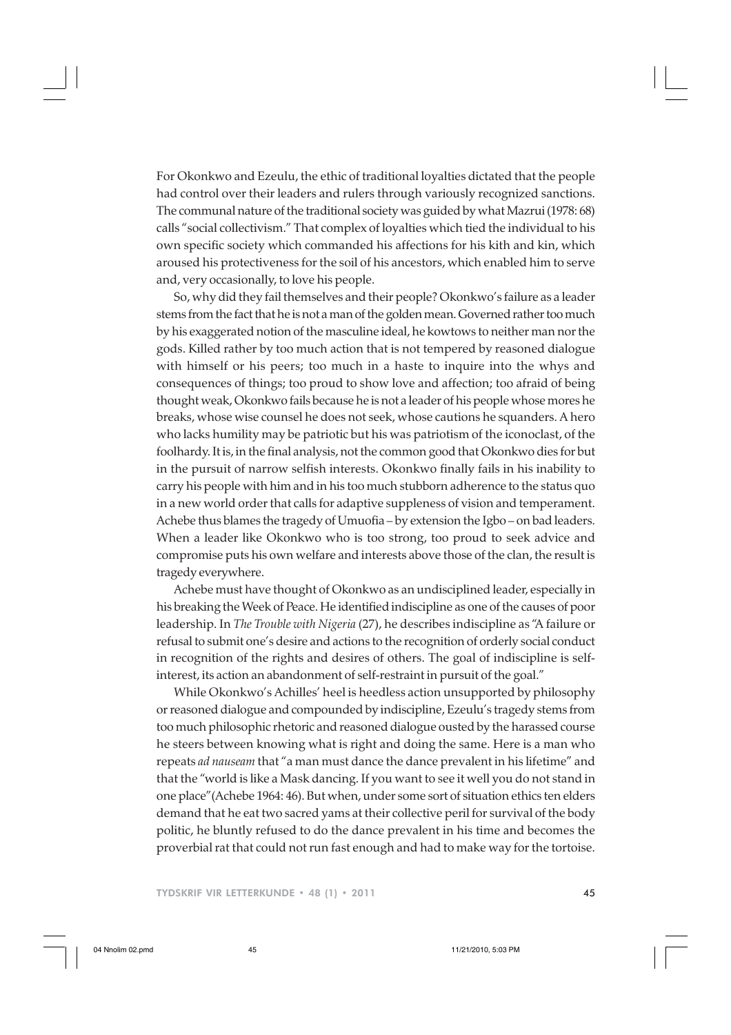For Okonkwo and Ezeulu, the ethic of traditional loyalties dictated that the people had control over their leaders and rulers through variously recognized sanctions. The communal nature of the traditional society was guided by what Mazrui (1978: 68) calls "social collectivism." That complex of loyalties which tied the individual to his own specific society which commanded his affections for his kith and kin, which aroused his protectiveness for the soil of his ancestors, which enabled him to serve and, very occasionally, to love his people.

So, why did they fail themselves and their people? Okonkwo's failure as a leader stems from the fact that he is not a man of the golden mean. Governed rather too much by his exaggerated notion of the masculine ideal, he kowtows to neither man nor the gods. Killed rather by too much action that is not tempered by reasoned dialogue with himself or his peers; too much in a haste to inquire into the whys and consequences of things; too proud to show love and affection; too afraid of being thought weak, Okonkwo fails because he is not a leader of his people whose mores he breaks, whose wise counsel he does not seek, whose cautions he squanders. A hero who lacks humility may be patriotic but his was patriotism of the iconoclast, of the foolhardy. It is, in the final analysis, not the common good that Okonkwo dies for but in the pursuit of narrow selfish interests. Okonkwo finally fails in his inability to carry his people with him and in his too much stubborn adherence to the status quo in a new world order that calls for adaptive suppleness of vision and temperament. Achebe thus blames the tragedy of Umuofia – by extension the Igbo – on bad leaders. When a leader like Okonkwo who is too strong, too proud to seek advice and compromise puts his own welfare and interests above those of the clan, the result is tragedy everywhere.

Achebe must have thought of Okonkwo as an undisciplined leader, especially in his breaking the Week of Peace. He identified indiscipline as one of the causes of poor leadership. In *The Trouble with Nigeria* (27), he describes indiscipline as "A failure or refusal to submit one's desire and actions to the recognition of orderly social conduct in recognition of the rights and desires of others. The goal of indiscipline is self-interest, its action an abandonment of self-restraint in pursuit of the goal."

While Okonkwo's Achilles' heel is heedless action unsupported by philosophy or reasoned dialogue and compounded by indiscipline, Ezeulu's tragedy stems from too much philosophic rhetoric and reasoned dialogue ousted by the harassed course he steers between knowing what is right and doing the same. Here is a man who repeats *ad nauseam* that "a man must dance the dance prevalent in his lifetime" and that the "world is like a Mask dancing. If you want to see it well you do not stand in one place" (Achebe 1964: 46). But when, under some sort of situation ethics ten elders demand that he eat two sacred yams at their collective peril for survival of the body politic, he bluntly refused to do the dance prevalent in his time and becomes the proverbial rat that could not run fast enough and had to make way for the tortoise.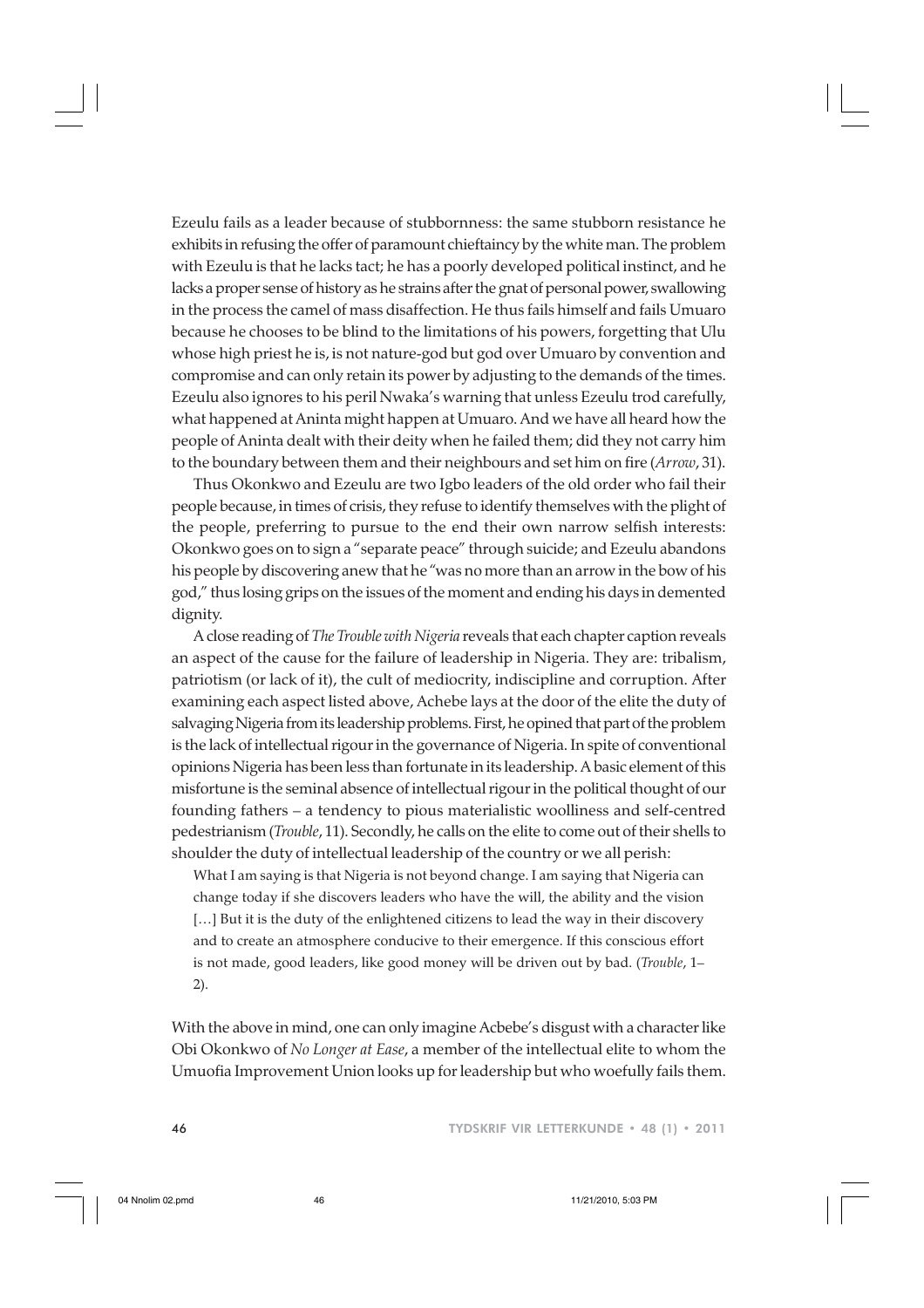Ezeulu fails as a leader because of stubbornness: the same stubborn resistance he exhibits in refusing the offer of paramount chieftaincy by the white man. The problem with Ezeulu is that he lacks tact; he has a poorly developed political instinct, and he lacks a proper sense of history as he strains after the gnat of personal power, swallowing in the process the camel of mass disaffection. He thus fails himself and fails Umuaro because he chooses to be blind to the limitations of his powers, forgetting that Ulu whose high priest he is, is not nature-god but god over Umuaro by convention and compromise and can only retain its power by adjusting to the demands of the times. Ezeulu also ignores to his peril Nwaka's warning that unless Ezeulu trod carefully, what happened at Aninta might happen at Umuaro. And we have all heard how the people of Aninta dealt with their deity when he failed them; did they not carry him to the boundary between them and their neighbours and set him on fire (*Arrow*, 31).

Thus Okonkwo and Ezeulu are two Igbo leaders of the old order who fail their people because, in times of crisis, they refuse to identify themselves with the plight of the people, preferring to pursue to the end their own narrow selfish interests: Okonkwo goes on to sign a "separate peace" through suicide; and Ezeulu abandons his people by discovering anew that he "was no more than an arrow in the bow of his god," thus losing grips on the issues of the moment and ending his days in demented dignity.

A close reading of *The Trouble with Nigeria* reveals that each chapter caption reveals an aspect of the cause for the failure of leadership in Nigeria. They are: tribalism, patriotism (or lack of it), the cult of mediocrity, indiscipline and corruption. After examining each aspect listed above, Achebe lays at the door of the elite the duty of salvaging Nigeria from its leadership problems. First, he opined that part of the problem is the lack of intellectual rigour in the governance of Nigeria. In spite of conventional opinions Nigeria has been less than fortunate in its leadership. A basic element of this misfortune is the seminal absence of intellectual rigour in the political thought of our founding fathers – a tendency to pious materialistic woolliness and self-centred pedestrianism (*Trouble*, 11). Secondly, he calls on the elite to come out of their shells to shoulder the duty of intellectual leadership of the country or we all perish:

> What I am saying is that Nigeria is not beyond change. I am saying that Nigeria can change today if she discovers leaders who have the will, the ability and the vision [...] But it is the duty of the enlightened citizens to lead the way in their discovery and to create an atmosphere conducive to their emergence. If this conscious effort is not made, good leaders, like good money will be driven out by bad. (*Trouble*, 1–2).

With the above in mind, one can only imagine Acbebe's disgust with a character like Obi Okonkwo of *No Longer at Ease*, a member of the intellectual elite to whom the Umuofia Improvement Union looks up for leadership but who woefully fails them.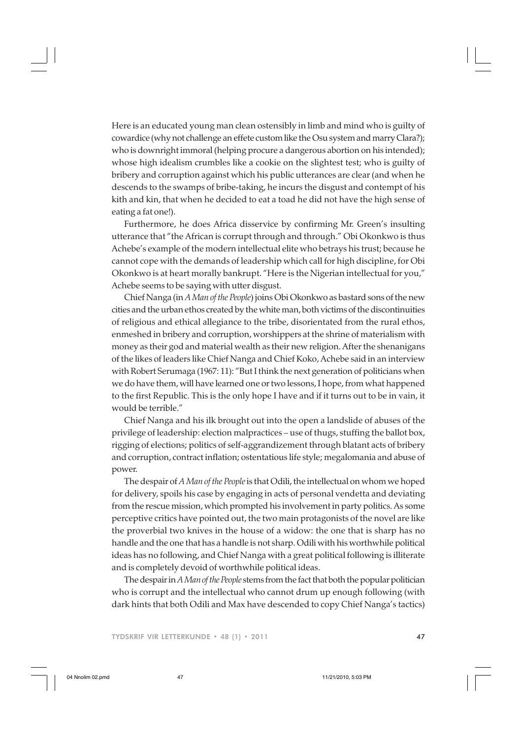Here is an educated young man clean ostensibly in limb and mind who is guilty of cowardice (why not challenge an effete custom like the Osu system and marry Clara?); who is downright immoral (helping procure a dangerous abortion on his intended); whose high idealism crumbles like a cookie on the slightest test; who is guilty of bribery and corruption against which his public utterances are clear (and when he descends to the swamps of bribe-taking, he incurs the disgust and contempt of his kith and kin, that when he decided to eat a toad he did not have the high sense of eating a fat one!).

Furthermore, he does Africa disservice by confirming Mr. Green's insulting utterance that "the African is corrupt through and through." Obi Okonkwo is thus Achebe's example of the modern intellectual elite who betrays his trust; because he cannot cope with the demands of leadership which call for high discipline, for Obi Okonkwo is at heart morally bankrupt. "Here is the Nigerian intellectual for you," Achebe seems to be saying with utter disgust.

Chief Nanga (in *A Man of the People*) joins Obi Okonkwo as bastard sons of the new cities and the urban ethos created by the white man, both victims of the discontinuities of religious and ethical allegiance to the tribe, disorientated from the rural ethos, enmeshed in bribery and corruption, worshippers at the shrine of materialism with money as their god and material wealth as their new religion. After the shenanigans of the likes of leaders like Chief Nanga and Chief Koko, Achebe said in an interview with Robert Serumaga (1967: 11): "But I think the next generation of politicians when we do have them, will have learned one or two lessons, I hope, from what happened to the first Republic. This is the only hope I have and if it turns out to be in vain, it would be terrible."

Chief Nanga and his ilk brought out into the open a landslide of abuses of the privilege of leadership: election malpractices – use of thugs, stuffing the ballot box, rigging of elections; politics of self-aggrandizement through blatant acts of bribery and corruption, contract inflation; ostentatious life style; megalomania and abuse of power.

The despair of *A Man of the People* is that Odili, the intellectual on whom we hoped for delivery, spoils his case by engaging in acts of personal vendetta and deviating from the rescue mission, which prompted his involvement in party politics. As some perceptive critics have pointed out, the two main protagonists of the novel are like the proverbial two knives in the house of a widow: the one that is sharp has no handle and the one that has a handle is not sharp. Odili with his worthwhile political ideas has no following, and Chief Nanga with a great political following is illiterate and is completely devoid of worthwhile political ideas.

The despair in *A Man of the People* stems from the fact that both the popular politician who is corrupt and the intellectual who cannot drum up enough following (with dark hints that both Odili and Max have descended to copy Chief Nanga's tactics)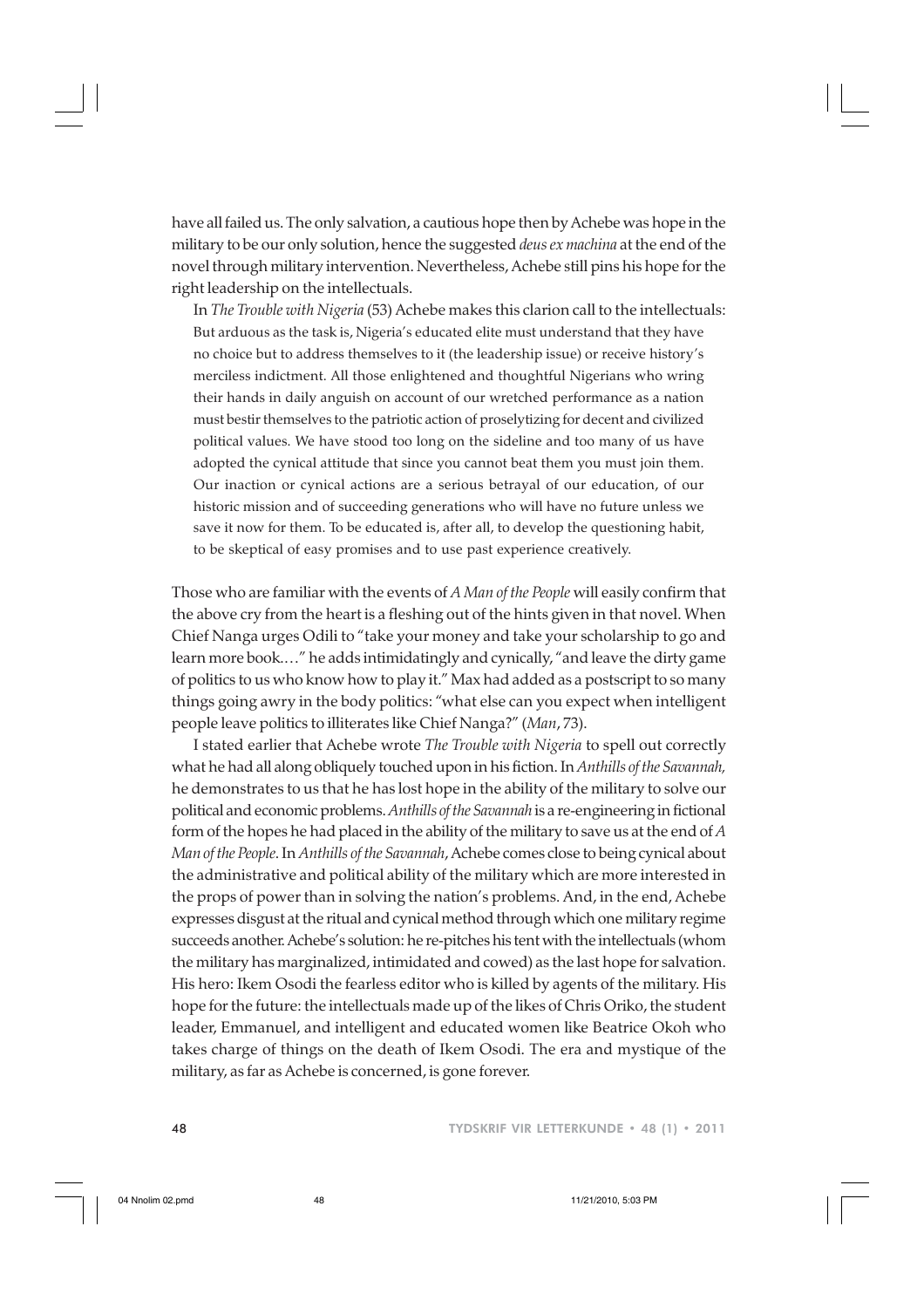have all failed us. The only salvation, a cautious hope then by Achebe was hope in the military to be our only solution, hence the suggested *deus ex machina* at the end of the novel through military intervention. Nevertheless, Achebe still pins his hope for the right leadership on the intellectuals.

In *The Trouble with Nigeria* (53) Achebe makes this clarion call to the intellectuals:

> But arduous as the task is, Nigeria's educated elite must understand that they have no choice but to address themselves to it (the leadership issue) or receive history's merciless indictment. All those enlightened and thoughtful Nigerians who wring their hands in daily anguish on account of our wretched performance as a nation must bestir themselves to the patriotic action of proselytizing for decent and civilized political values. We have stood too long on the sideline and too many of us have adopted the cynical attitude that since you cannot beat them you must join them. Our inaction or cynical actions are a serious betrayal of our education, of our historic mission and of succeeding generations who will have no future unless we save it now for them. To be educated is, after all, to develop the questioning habit, to be skeptical of easy promises and to use past experience creatively.

Those who are familiar with the events of *A Man of the People* will easily confirm that the above cry from the heart is a fleshing out of the hints given in that novel. When Chief Nanga urges Odili to "take your money and take your scholarship to go and learn more book.…" he adds intimidatingly and cynically, "and leave the dirty game of politics to us who know how to play it." Max had added as a postscript to so many things going awry in the body politics: "what else can you expect when intelligent people leave politics to illiterates like Chief Nanga?" (*Man*, 73).

I stated earlier that Achebe wrote *The Trouble with Nigeria* to spell out correctly what he had all along obliquely touched upon in his fiction. In *Anthills of the Savannah,* he demonstrates to us that he has lost hope in the ability of the military to solve our political and economic problems. *Anthills of the Savannah* is a re-engineering in fictional form of the hopes he had placed in the ability of the military to save us at the end of *A Man of the People*. In *Anthills of the Savannah*, Achebe comes close to being cynical about the administrative and political ability of the military which are more interested in the props of power than in solving the nation's problems. And, in the end, Achebe expresses disgust at the ritual and cynical method through which one military regime succeeds another. Achebe's solution: he re-pitches his tent with the intellectuals (whom the military has marginalized, intimidated and cowed) as the last hope for salvation. His hero: Ikem Osodi the fearless editor who is killed by agents of the military. His hope for the future: the intellectuals made up of the likes of Chris Oriko, the student leader, Emmanuel, and intelligent and educated women like Beatrice Okoh who takes charge of things on the death of Ikem Osodi. The era and mystique of the military, as far as Achebe is concerned, is gone forever.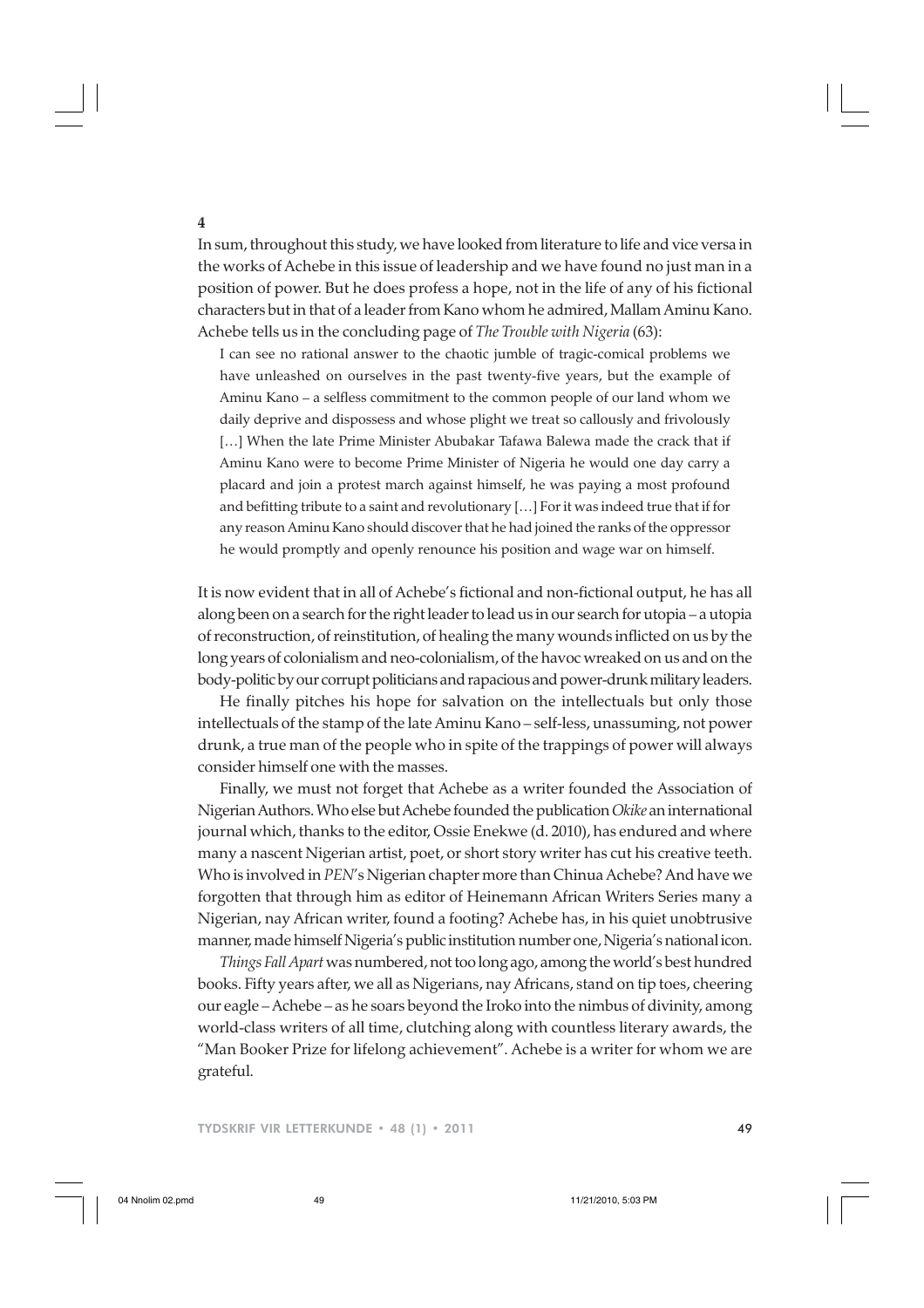## 4

In sum, throughout this study, we have looked from literature to life and vice versa in the works of Achebe in this issue of leadership and we have found no just man in a position of power. But he does profess a hope, not in the life of any of his fictional characters but in that of a leader from Kano whom he admired, Mallam Aminu Kano. Achebe tells us in the concluding page of *The Trouble with Nigeria* (63):

> I can see no rational answer to the chaotic jumble of tragic-comical problems we have unleashed on ourselves in the past twenty-five years, but the example of Aminu Kano – a selfless commitment to the common people of our land whom we daily deprive and dispossess and whose plight we treat so callously and frivolously […] When the late Prime Minister Abubakar Tafawa Balewa made the crack that if Aminu Kano were to become Prime Minister of Nigeria he would one day carry a placard and join a protest march against himself, he was paying a most profound and befitting tribute to a saint and revolutionary […] For it was indeed true that if for any reason Aminu Kano should discover that he had joined the ranks of the oppressor he would promptly and openly renounce his position and wage war on himself.

It is now evident that in all of Achebe's fictional and non-fictional output, he has all along been on a search for the right leader to lead us in our search for utopia – a utopia of reconstruction, of reinstitution, of healing the many wounds inflicted on us by the long years of colonialism and neo-colonialism, of the havoc wreaked on us and on the body-politic by our corrupt politicians and rapacious and power-drunk military leaders.

He finally pitches his hope for salvation on the intellectuals but only those intellectuals of the stamp of the late Aminu Kano – self-less, unassuming, not power drunk, a true man of the people who in spite of the trappings of power will always consider himself one with the masses.

Finally, we must not forget that Achebe as a writer founded the Association of Nigerian Authors. Who else but Achebe founded the publication *Okike* an international journal which, thanks to the editor, Ossie Enekwe (d. 2010), has endured and where many a nascent Nigerian artist, poet, or short story writer has cut his creative teeth. Who is involved in *PEN*'s Nigerian chapter more than Chinua Achebe? And have we forgotten that through him as editor of Heinemann African Writers Series many a Nigerian, nay African writer, found a footing? Achebe has, in his quiet unobtrusive manner, made himself Nigeria's public institution number one, Nigeria's national icon.

*Things Fall Apart* was numbered, not too long ago, among the world's best hundred books. Fifty years after, we all as Nigerians, nay Africans, stand on tip toes, cheering our eagle – Achebe – as he soars beyond the Iroko into the nimbus of divinity, among world-class writers of all time, clutching along with countless literary awards, the "Man Booker Prize for lifelong achievement". Achebe is a writer for whom we are grateful.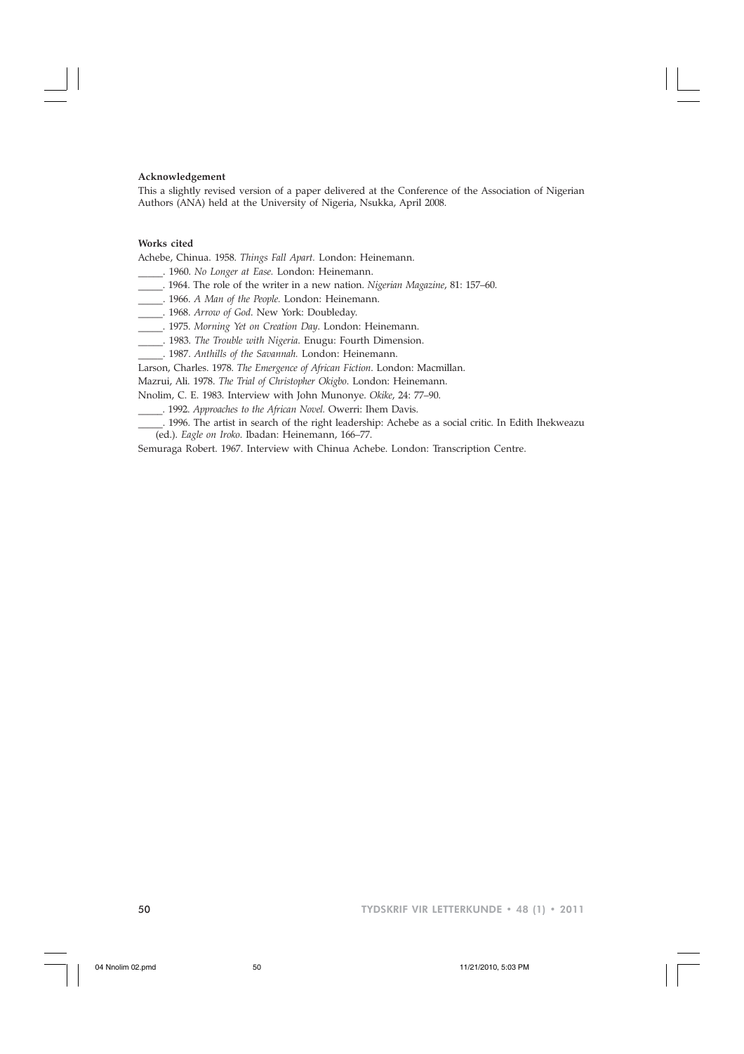**Acknowledgement**

This a slightly revised version of a paper delivered at the Conference of the Association of Nigerian Authors (ANA) held at the University of Nigeria, Nsukka, April 2008.

**Works cited**

Achebe, Chinua. 1958. *Things Fall Apart.* London: Heinemann.

_____. 1960. *No Longer at Ease.* London: Heinemann.

_____. 1964. The role of the writer in a new nation. *Nigerian Magazine*, 81: 157–60.

_____. 1966. *A Man of the People.* London: Heinemann.

_____. 1968. *Arrow of God.* New York: Doubleday.

_____. 1975. *Morning Yet on Creation Day*. London: Heinemann.

_____. 1983. *The Trouble with Nigeria.* Enugu: Fourth Dimension.

_____. 1987. *Anthills of the Savannah.* London: Heinemann.

Larson, Charles. 1978. *The Emergence of African Fiction.* London: Macmillan.

Mazrui, Ali. 1978. *The Trial of Christopher Okigbo.* London: Heinemann.

Nnolim, C. E. 1983. Interview with John Munonye. *Okike*, 24: 77–90.

_____. 1992. *Approaches to the African Novel.* Owerri: Ihem Davis.

_____. 1996. The artist in search of the right leadership: Achebe as a social critic. In Edith Ihekweazu (ed.). *Eagle on Iroko.* Ibadan: Heinemann, 166–77.

Semuraga Robert. 1967. Interview with Chinua Achebe. London: Transcription Centre.